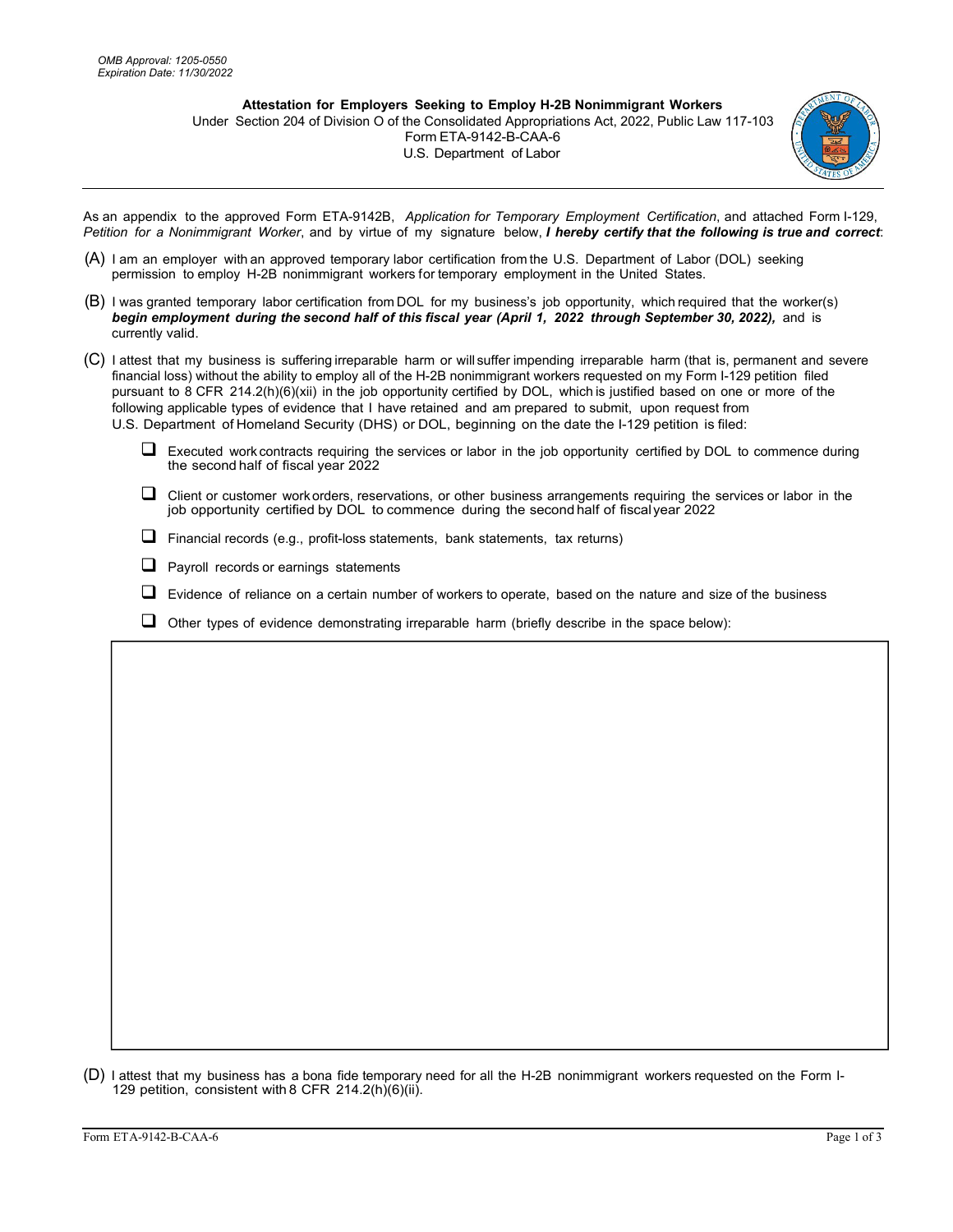OMB Approval: 1205-0550
Expiration Date: 11/30/2022

# Attestation for Employers Seeking to Employ H-2B Nonimmigrant Workers

Under Section 204 of Division O of the Consolidated Appropriations Act, 2022, Public Law 117-103
Form ETA-9142-B-CAA-6
U.S. Department of Labor

As an appendix to the approved Form ETA-9142B, *Application for Temporary Employment Certification*, and attached Form I-129, *Petition for a Nonimmigrant Worker*, and by virtue of my signature below, ***I hereby certify that the following is true and correct***:

(A) I am an employer with an approved temporary labor certification from the U.S. Department of Labor (DOL) seeking permission to employ H-2B nonimmigrant workers for temporary employment in the United States.

(B) I was granted temporary labor certification from DOL for my business's job opportunity, which required that the worker(s) ***begin employment during the second half of this fiscal year (April 1, 2022 through September 30, 2022),*** and is currently valid.

(C) I attest that my business is suffering irreparable harm or will suffer impending irreparable harm (that is, permanent and severe financial loss) without the ability to employ all of the H-2B nonimmigrant workers requested on my Form I-129 petition filed pursuant to 8 CFR 214.2(h)(6)(xii) in the job opportunity certified by DOL, which is justified based on one or more of the following applicable types of evidence that I have retained and am prepared to submit, upon request from U.S. Department of Homeland Security (DHS) or DOL, beginning on the date the I-129 petition is filed:

- ☐ Executed work contracts requiring the services or labor in the job opportunity certified by DOL to commence during the second half of fiscal year 2022
- ☐ Client or customer work orders, reservations, or other business arrangements requiring the services or labor in the job opportunity certified by DOL to commence during the second half of fiscal year 2022
- ☐ Financial records (e.g., profit-loss statements, bank statements, tax returns)
- ☐ Payroll records or earnings statements
- ☐ Evidence of reliance on a certain number of workers to operate, based on the nature and size of the business
- ☐ Other types of evidence demonstrating irreparable harm (briefly describe in the space below):

(D) I attest that my business has a bona fide temporary need for all the H-2B nonimmigrant workers requested on the Form I-129 petition, consistent with 8 CFR 214.2(h)(6)(ii).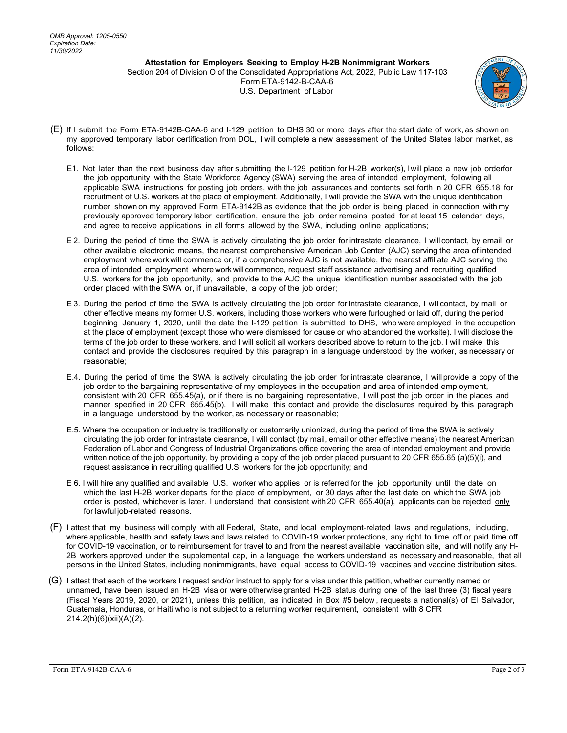OMB Approval: 1205-0550
Expiration Date:
11/30/2022

**Attestation for Employers Seeking to Employ H-2B Nonimmigrant Workers**
Section 204 of Division O of the Consolidated Appropriations Act, 2022, Public Law 117-103
Form ETA-9142-B-CAA-6
U.S. Department of Labor

(E) If I submit the Form ETA-9142B-CAA-6 and I-129 petition to DHS 30 or more days after the start date of work, as shown on my approved temporary labor certification from DOL, I will complete a new assessment of the United States labor market, as follows:

E1. Not later than the next business day after submitting the I-129 petition for H-2B worker(s), I will place a new job orderfor the job opportunity with the State Workforce Agency (SWA) serving the area of intended employment, following all applicable SWA instructions for posting job orders, with the job assurances and contents set forth in 20 CFR 655.18 for recruitment of U.S. workers at the place of employment. Additionally, I will provide the SWA with the unique identification number shown on my approved Form ETA-9142B as evidence that the job order is being placed in connection with my previously approved temporary labor certification, ensure the job order remains posted for at least 15 calendar days, and agree to receive applications in all forms allowed by the SWA, including online applications;

E 2. During the period of time the SWA is actively circulating the job order for intrastate clearance, I will contact, by email or other available electronic means, the nearest comprehensive American Job Center (AJC) serving the area of intended employment where work will commence or, if a comprehensive AJC is not available, the nearest affiliate AJC serving the area of intended employment where work will commence, request staff assistance advertising and recruiting qualified U.S. workers for the job opportunity, and provide to the AJC the unique identification number associated with the job order placed with the SWA or, if unavailable, a copy of the job order;

E 3. During the period of time the SWA is actively circulating the job order for intrastate clearance, I will contact, by mail or other effective means my former U.S. workers, including those workers who were furloughed or laid off, during the period beginning January 1, 2020, until the date the I-129 petition is submitted to DHS, who were employed in the occupation at the place of employment (except those who were dismissed for cause or who abandoned the worksite). I will disclose the terms of the job order to these workers, and I will solicit all workers described above to return to the job. I will make this contact and provide the disclosures required by this paragraph in a language understood by the worker, as necessary or reasonable;

E.4. During the period of time the SWA is actively circulating the job order for intrastate clearance, I will provide a copy of the job order to the bargaining representative of my employees in the occupation and area of intended employment, consistent with 20 CFR 655.45(a), or if there is no bargaining representative, I will post the job order in the places and manner specified in 20 CFR 655.45(b). I will make this contact and provide the disclosures required by this paragraph in a language understood by the worker, as necessary or reasonable;

E.5. Where the occupation or industry is traditionally or customarily unionized, during the period of time the SWA is actively circulating the job order for intrastate clearance, I will contact (by mail, email or other effective means) the nearest American Federation of Labor and Congress of Industrial Organizations office covering the area of intended employment and provide written notice of the job opportunity, by providing a copy of the job order placed pursuant to 20 CFR 655.65 (a)(5)(i), and request assistance in recruiting qualified U.S. workers for the job opportunity; and

E 6. I will hire any qualified and available U.S. worker who applies or is referred for the job opportunity until the date on which the last H-2B worker departs for the place of employment, or 30 days after the last date on which the SWA job order is posted, whichever is later. I understand that consistent with 20 CFR 655.40(a), applicants can be rejected <u>only</u> for lawful job-related reasons.

(F) I attest that my business will comply with all Federal, State, and local employment-related laws and regulations, including, where applicable, health and safety laws and laws related to COVID-19 worker protections, any right to time off or paid time off for COVID-19 vaccination, or to reimbursement for travel to and from the nearest available vaccination site, and will notify any H-2B workers approved under the supplemental cap, in a language the workers understand as necessary and reasonable, that all persons in the United States, including nonimmigrants, have equal access to COVID-19 vaccines and vaccine distribution sites.

(G) I attest that each of the workers I request and/or instruct to apply for a visa under this petition, whether currently named or unnamed, have been issued an H-2B visa or were otherwise granted H-2B status during one of the last three (3) fiscal years (Fiscal Years 2019, 2020, or 2021), unless this petition, as indicated in Box #5 below, requests a national(s) of El Salvador, Guatemala, Honduras, or Haiti who is not subject to a returning worker requirement, consistent with 8 CFR 214.2(h)(6)(xii)(A)(*2*).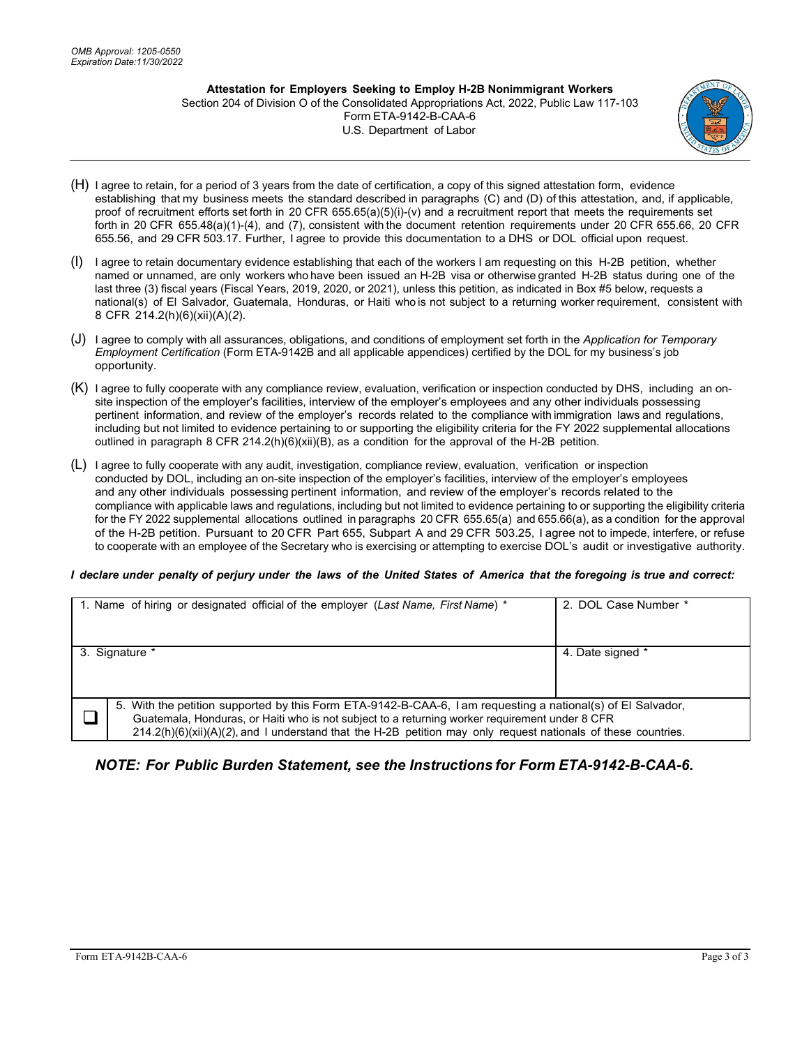OMB Approval: 1205-0550
Expiration Date:11/30/2022

**Attestation for Employers Seeking to Employ H-2B Nonimmigrant Workers**
Section 204 of Division O of the Consolidated Appropriations Act, 2022, Public Law 117-103
Form ETA-9142-B-CAA-6
U.S. Department of Labor

(H) I agree to retain, for a period of 3 years from the date of certification, a copy of this signed attestation form, evidence establishing that my business meets the standard described in paragraphs (C) and (D) of this attestation, and, if applicable, proof of recruitment efforts set forth in 20 CFR 655.65(a)(5)(i)-(v) and a recruitment report that meets the requirements set forth in 20 CFR 655.48(a)(1)-(4), and (7), consistent with the document retention requirements under 20 CFR 655.66, 20 CFR 655.56, and 29 CFR 503.17. Further, I agree to provide this documentation to a DHS or DOL official upon request.

(I) I agree to retain documentary evidence establishing that each of the workers I am requesting on this H-2B petition, whether named or unnamed, are only workers who have been issued an H-2B visa or otherwise granted H-2B status during one of the last three (3) fiscal years (Fiscal Years, 2019, 2020, or 2021), unless this petition, as indicated in Box #5 below, requests a national(s) of El Salvador, Guatemala, Honduras, or Haiti who is not subject to a returning worker requirement, consistent with 8 CFR 214.2(h)(6)(xii)(A)(*2*).

(J) I agree to comply with all assurances, obligations, and conditions of employment set forth in the *Application for Temporary Employment Certification* (Form ETA-9142B and all applicable appendices) certified by the DOL for my business's job opportunity.

(K) I agree to fully cooperate with any compliance review, evaluation, verification or inspection conducted by DHS, including an on-site inspection of the employer's facilities, interview of the employer's employees and any other individuals possessing pertinent information, and review of the employer's records related to the compliance with immigration laws and regulations, including but not limited to evidence pertaining to or supporting the eligibility criteria for the FY 2022 supplemental allocations outlined in paragraph 8 CFR 214.2(h)(6)(xii)(B), as a condition for the approval of the H-2B petition.

(L) I agree to fully cooperate with any audit, investigation, compliance review, evaluation, verification or inspection conducted by DOL, including an on-site inspection of the employer's facilities, interview of the employer's employees and any other individuals possessing pertinent information, and review of the employer's records related to the compliance with applicable laws and regulations, including but not limited to evidence pertaining to or supporting the eligibility criteria for the FY 2022 supplemental allocations outlined in paragraphs 20 CFR 655.65(a) and 655.66(a), as a condition for the approval of the H-2B petition. Pursuant to 20 CFR Part 655, Subpart A and 29 CFR 503.25, I agree not to impede, interfere, or refuse to cooperate with an employee of the Secretary who is exercising or attempting to exercise DOL's audit or investigative authority.

***I declare under penalty of perjury under the laws of the United States of America that the foregoing is true and correct:***

| | |
|---|---|
| 1. Name of hiring or designated official of the employer (*Last Name, First Name*) * | 2. DOL Case Number * |
| 3. Signature * | 4. Date signed * |
| ☐ | 5. With the petition supported by this Form ETA-9142-B-CAA-6, I am requesting a national(s) of El Salvador, Guatemala, Honduras, or Haiti who is not subject to a returning worker requirement under 8 CFR 214.2(h)(6)(xii)(A)(*2*), and I understand that the H-2B petition may only request nationals of these countries. |

***NOTE: For Public Burden Statement, see the Instructions for Form ETA-9142-B-CAA-6.***